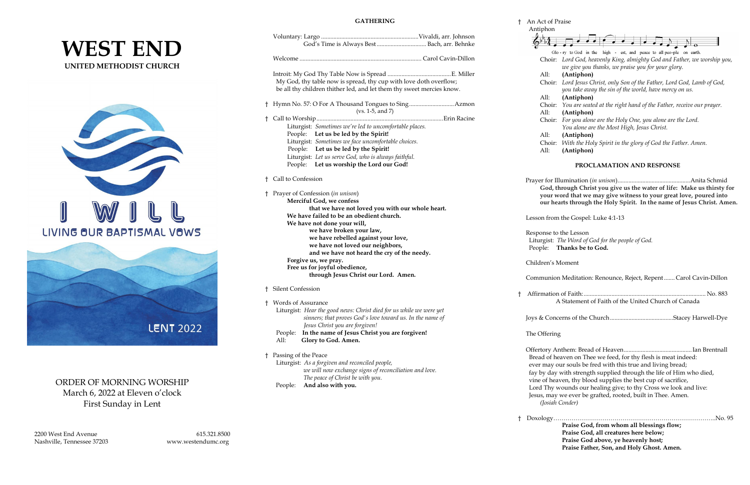# WEST END

**UNITED METHODIST CHURCH**

I WILL

LIVING OUR BAPTISMAL VOWS

LENT 2022

ORDER OF MORNING WORSHIP
March 6, 2022 at Eleven o'clock
First Sunday in Lent

2200 West End Avenue
Nashville, Tennessee 37203

615.321.8500
www.westendumc.org

## GATHERING

Voluntary: Largo ............................................................. Vivaldi, arr. Johnson
God's Time is Always Best ................................ Bach, arr. Behnke

Welcome ............................................................................ Carol Cavin-Dillon

Introit: My God Thy Table Now is Spread ......................................... E. Miller
My God, thy table now is spread, thy cup with love doth overflow;
be all thy children thither led, and let them thy sweet mercies know.

† Hymn No. 57: O For A Thousand Tongues to Sing ............................ Azmon
(vs. 1-5, and 7)

† Call to Worship ................................................................................ Erin Racine
Liturgist: *Sometimes we're led to uncomfortable places.*
People: **Let us be led by the Spirit!**
Liturgist: *Sometimes we face uncomfortable choices.*
People: **Let us be led by the Spirit!**
Liturgist: *Let us serve God, who is always faithful.*
People: **Let us worship the Lord our God!**

† Call to Confession

† Prayer of Confession (*in unison*)
**Merciful God, we confess**
**that we have not loved you with our whole heart.**
**We have failed to be an obedient church.**
**We have not done your will,**
**we have broken your law,**
**we have rebelled against your love,**
**we have not loved our neighbors,**
**and we have not heard the cry of the needy.**
**Forgive us, we pray.**
**Free us for joyful obedience,**
**through Jesus Christ our Lord. Amen.**

† Silent Confession

† Words of Assurance
Liturgist: *Hear the good news: Christ died for us while we were yet sinners; that proves God's love toward us. In the name of Jesus Christ you are forgiven!*
People: **In the name of Jesus Christ you are forgiven!**
All: **Glory to God. Amen.**

† Passing of the Peace
Liturgist: *As a forgiven and reconciled people, we will now exchange signs of reconciliation and love. The peace of Christ be with you.*
People: **And also with you.**

† An Act of Praise
Antiphon

Glo - ry to God in the high - est, and peace to all peo-ple on earth.

Choir: *Lord God, heavenly King, almighty God and Father, we worship you, we give you thanks, we praise you for your glory.*
All: **(Antiphon)**
Choir: *Lord Jesus Christ, only Son of the Father, Lord God, Lamb of God, you take away the sin of the world, have mercy on us.*
All: **(Antiphon)**
Choir: *You are seated at the right hand of the Father, receive our prayer.*
All: **(Antiphon)**
Choir: *For you alone are the Holy One, you alone are the Lord. You alone are the Most High, Jesus Christ.*
All: **(Antiphon)**
Choir: *With the Holy Spirit in the glory of God the Father. Amen.*
All: **(Antiphon)**

## PROCLAMATION AND RESPONSE

Prayer for Illumination (*in unison*) ............................................... Anita Schmid
**God, through Christ you give us the water of life: Make us thirsty for your word that we may give witness to your great love, poured into our hearts through the Holy Spirit. In the name of Jesus Christ. Amen.**

Lesson from the Gospel: Luke 4:1-13

Response to the Lesson
Liturgist: *The Word of God for the people of God.*
People: **Thanks be to God.**

Children's Moment

Communion Meditation: Renounce, Reject, Repent ....... Carol Cavin-Dillon

† Affirmation of Faith: ............................................................................... No. 883
A Statement of Faith of the United Church of Canada

Joys & Concerns of the Church ......................................... Stacey Harwell-Dye

The Offering

Offertory Anthem: Bread of Heaven ........................................... Ian Brentnall
Bread of heaven on Thee we feed, for thy flesh is meat indeed:
ever may our souls be fred with this true and living bread;
fay by day with strength supplied through the life of Him who died,
vine of heaven, thy blood supplies the best cup of sacrifice,
Lord Thy wounds our healing give; to thy Cross we look and live:
Jesus, may we ever be grafted, rooted, built in Thee. Amen.
(*Josiah Conder*)

† Doxology ................................................................................ No. 95
**Praise God, from whom all blessings flow;**
**Praise God, all creatures here below;**
**Praise God above, ye heavenly host;**
**Praise Father, Son, and Holy Ghost. Amen.**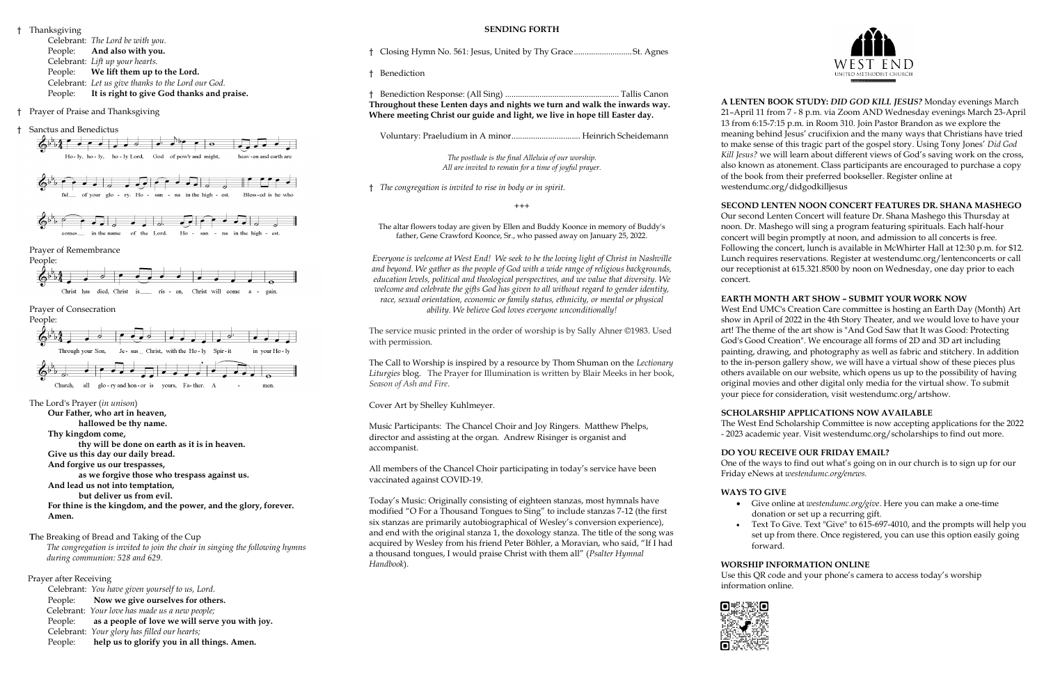† Thanksgiving

Celebrant: *The Lord be with you.*
People: **And also with you.**
Celebrant: *Lift up your hearts.*
People: **We lift them up to the Lord.**
Celebrant: *Let us give thanks to the Lord our God.*
People: **It is right to give God thanks and praise.**

† Prayer of Praise and Thanksgiving

† Sanctus and Benedictus

Ho - ly, ho - ly, ho - ly Lord, God of pow'r and might, heav - en and earth are ful__ of your glo - ry. Ho - san - na in the high - est. Bless - ed is he who comes__ in the name of the Lord. Ho - san - na in the high - est.

Prayer of Remembrance

People:

Christ has died, Christ is__ ris - en, Christ will come a - gain.

Prayer of Consecration

People:

Through your Son, Je - sus__ Christ, with the Ho - ly Spir - it in your Ho - ly Church, all glo - ry and hon - or is yours, Fa - ther. A - men.

The Lord's Prayer (*in unison*)

**Our Father, who art in heaven,**
**hallowed be thy name.**
**Thy kingdom come,**
**thy will be done on earth as it is in heaven.**
**Give us this day our daily bread.**
**And forgive us our trespasses,**
**as we forgive those who trespass against us.**
**And lead us not into temptation,**
**but deliver us from evil.**
**For thine is the kingdom, and the power, and the glory, forever.**
**Amen.**

The Breaking of Bread and Taking of the Cup

*The congregation is invited to join the choir in singing the following hymns during communion: 528 and 629.*

Prayer after Receiving

Celebrant: *You have given yourself to us, Lord.*
People: **Now we give ourselves for others.**
Celebrant: *Your love has made us a new people;*
People: **as a people of love we will serve you with joy.**
Celebrant: *Your glory has filled our hearts;*
People: **help us to glorify you in all things. Amen.**

## SENDING FORTH

† Closing Hymn No. 561: Jesus, United by Thy Grace............................St. Agnes

† Benediction

† Benediction Response: (All Sing) ..................................................... Tallis Canon

**Throughout these Lenten days and nights we turn and walk the inwards way. Where meeting Christ our guide and light, we live in hope till Easter day.**

Voluntary: Praeludium in A minor................................ Heinrich Scheidemann

*The postlude is the final Alleluia of our worship.*
*All are invited to remain for a time of joyful prayer.*

† *The congregation is invited to rise in body or in spirit.*

+++

The altar flowers today are given by Ellen and Buddy Koonce in memory of Buddy's father, Gene Crawford Koonce, Sr., who passed away on January 25, 2022.

*Everyone is welcome at West End! We seek to be the loving light of Christ in Nashville and beyond. We gather as the people of God with a wide range of religious backgrounds, education levels, political and theological perspectives, and we value that diversity. We welcome and celebrate the gifts God has given to all without regard to gender identity, race, sexual orientation, economic or family status, ethnicity, or mental or physical ability. We believe God loves everyone unconditionally!*

The service music printed in the order of worship is by Sally Ahner ©1983. Used with permission.

The Call to Worship is inspired by a resource by Thom Shuman on the *Lectionary Liturgies* blog. The Prayer for Illumination is written by Blair Meeks in her book, *Season of Ash and Fire*.

Cover Art by Shelley Kuhlmeyer.

Music Participants: The Chancel Choir and Joy Ringers. Matthew Phelps, director and assisting at the organ. Andrew Risinger is organist and accompanist.

All members of the Chancel Choir participating in today's service have been vaccinated against COVID-19.

Today's Music: Originally consisting of eighteen stanzas, most hymnals have modified "O For a Thousand Tongues to Sing" to include stanzas 7-12 (the first six stanzas are primarily autobiographical of Wesley's conversion experience), and end with the original stanza 1, the doxology stanza. The title of the song was acquired by Wesley from his friend Peter Böhler, a Moravian, who said, "If I had a thousand tongues, I would praise Christ with them all" (*Psalter Hymnal Handbook*).

WEST END
UNITED METHODIST CHURCH

**A LENTEN BOOK STUDY: *DID GOD KILL JESUS?*** Monday evenings March 21–April 11 from 7 - 8 p.m. via Zoom AND Wednesday evenings March 23-April 13 from 6:15-7:15 p.m. in Room 310. Join Pastor Brandon as we explore the meaning behind Jesus' crucifixion and the many ways that Christians have tried to make sense of this tragic part of the gospel story. Using Tony Jones' *Did God Kill Jesus?* we will learn about different views of God's saving work on the cross, also known as atonement. Class participants are encouraged to purchase a copy of the book from their preferred bookseller. Register online at westendumc.org/didgodkilljesus

**SECOND LENTEN NOON CONCERT FEATURES DR. SHANA MASHEGO**
Our second Lenten Concert will feature Dr. Shana Mashego this Thursday at noon. Dr. Mashego will sing a program featuring spirituals. Each half-hour concert will begin promptly at noon, and admission to all concerts is free. Following the concert, lunch is available in McWhirter Hall at 12:30 p.m. for $12. Lunch requires reservations. Register at westendumc.org/lentenconcerts or call our receptionist at 615.321.8500 by noon on Wednesday, one day prior to each concert.

**EARTH MONTH ART SHOW – SUBMIT YOUR WORK NOW**
West End UMC's Creation Care committee is hosting an Earth Day (Month) Art show in April of 2022 in the 4th Story Theater, and we would love to have your art! The theme of the art show is "And God Saw that It was Good: Protecting God's Good Creation". We encourage all forms of 2D and 3D art including painting, drawing, and photography as well as fabric and stitchery. In addition to the in-person gallery show, we will have a virtual show of these pieces plus others available on our website, which opens us up to the possibility of having original movies and other digital only media for the virtual show. To submit your piece for consideration, visit westendumc.org/artshow.

**SCHOLARSHIP APPLICATIONS NOW AVAILABLE**
The West End Scholarship Committee is now accepting applications for the 2022 - 2023 academic year. Visit westendumc.org/scholarships to find out more.

**DO YOU RECEIVE OUR FRIDAY EMAIL?**
One of the ways to find out what's going on in our church is to sign up for our Friday eNews at *westendumc.org/enews.*

**WAYS TO GIVE**

- Give online at *westendumc.org/give*. Here you can make a one-time donation or set up a recurring gift.
- Text To Give. Text "Give" to 615-697-4010, and the prompts will help you set up from there. Once registered, you can use this option easily going forward.

**WORSHIP INFORMATION ONLINE**
Use this QR code and your phone's camera to access today's worship information online.